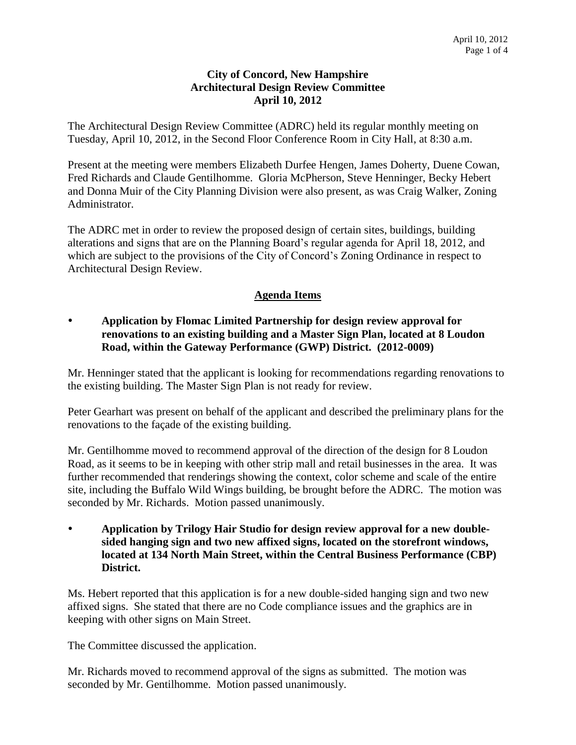# City of Concord, New Hampshire
## Architectural Design Review Committee
### April 10, 2012

The Architectural Design Review Committee (ADRC) held its regular monthly meeting on Tuesday, April 10, 2012, in the Second Floor Conference Room in City Hall, at 8:30 a.m.

Present at the meeting were members Elizabeth Durfee Hengen, James Doherty, Duene Cowan, Fred Richards and Claude Gentilhomme. Gloria McPherson, Steve Henninger, Becky Hebert and Donna Muir of the City Planning Division were also present, as was Craig Walker, Zoning Administrator.

The ADRC met in order to review the proposed design of certain sites, buildings, building alterations and signs that are on the Planning Board's regular agenda for April 18, 2012, and which are subject to the provisions of the City of Concord's Zoning Ordinance in respect to Architectural Design Review.

## Agenda Items

- **Application by Flomac Limited Partnership for design review approval for renovations to an existing building and a Master Sign Plan, located at 8 Loudon Road, within the Gateway Performance (GWP) District. (2012-0009)**

Mr. Henninger stated that the applicant is looking for recommendations regarding renovations to the existing building. The Master Sign Plan is not ready for review.

Peter Gearhart was present on behalf of the applicant and described the preliminary plans for the renovations to the façade of the existing building.

Mr. Gentilhomme moved to recommend approval of the direction of the design for 8 Loudon Road, as it seems to be in keeping with other strip mall and retail businesses in the area. It was further recommended that renderings showing the context, color scheme and scale of the entire site, including the Buffalo Wild Wings building, be brought before the ADRC. The motion was seconded by Mr. Richards. Motion passed unanimously.

- **Application by Trilogy Hair Studio for design review approval for a new double-sided hanging sign and two new affixed signs, located on the storefront windows, located at 134 North Main Street, within the Central Business Performance (CBP) District.**

Ms. Hebert reported that this application is for a new double-sided hanging sign and two new affixed signs. She stated that there are no Code compliance issues and the graphics are in keeping with other signs on Main Street.

The Committee discussed the application.

Mr. Richards moved to recommend approval of the signs as submitted. The motion was seconded by Mr. Gentilhomme. Motion passed unanimously.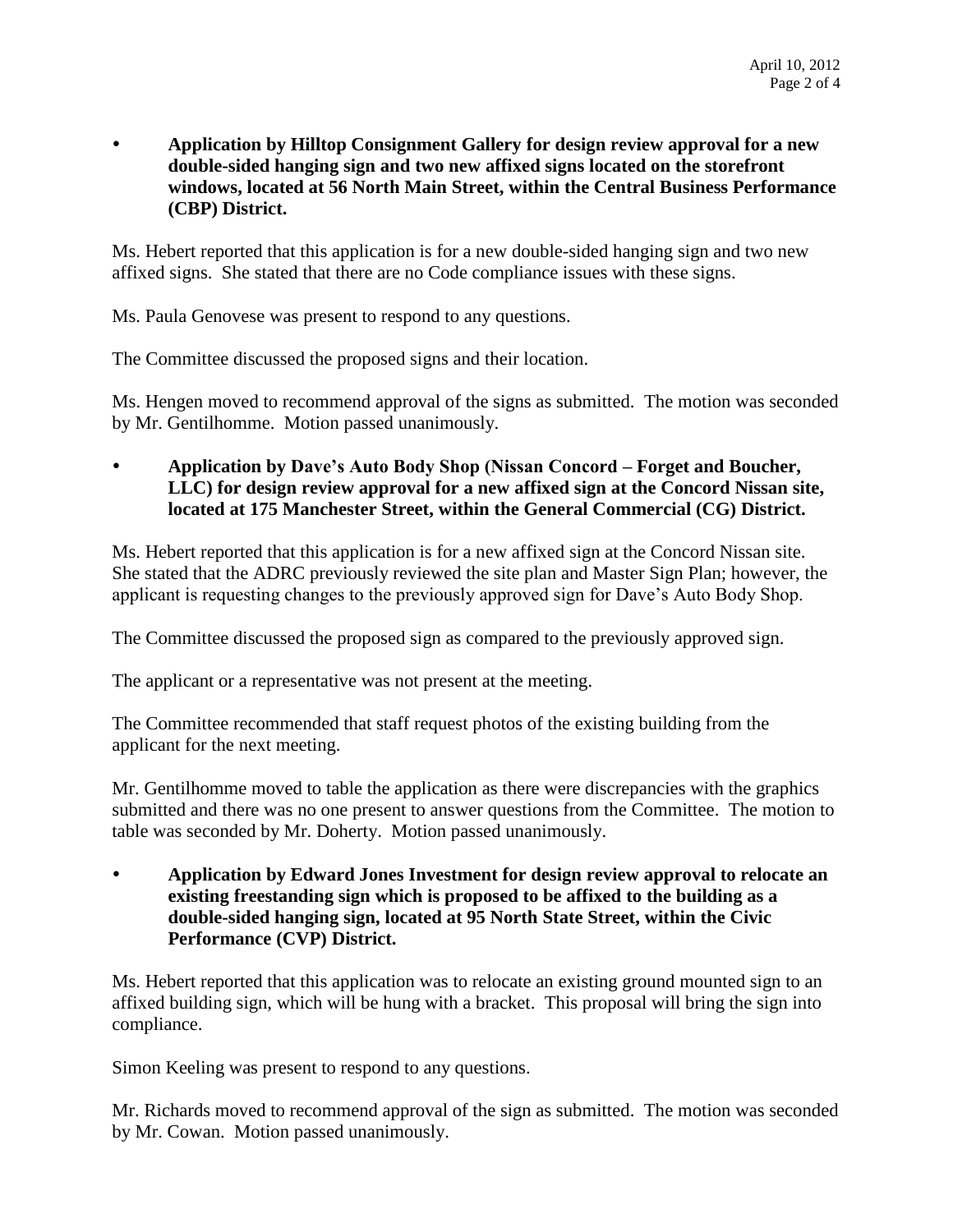- **Application by Hilltop Consignment Gallery for design review approval for a new double-sided hanging sign and two new affixed signs located on the storefront windows, located at 56 North Main Street, within the Central Business Performance (CBP) District.**

Ms. Hebert reported that this application is for a new double-sided hanging sign and two new affixed signs. She stated that there are no Code compliance issues with these signs.

Ms. Paula Genovese was present to respond to any questions.

The Committee discussed the proposed signs and their location.

Ms. Hengen moved to recommend approval of the signs as submitted. The motion was seconded by Mr. Gentilhomme. Motion passed unanimously.

- **Application by Dave's Auto Body Shop (Nissan Concord – Forget and Boucher, LLC) for design review approval for a new affixed sign at the Concord Nissan site, located at 175 Manchester Street, within the General Commercial (CG) District.**

Ms. Hebert reported that this application is for a new affixed sign at the Concord Nissan site. She stated that the ADRC previously reviewed the site plan and Master Sign Plan; however, the applicant is requesting changes to the previously approved sign for Dave's Auto Body Shop.

The Committee discussed the proposed sign as compared to the previously approved sign.

The applicant or a representative was not present at the meeting.

The Committee recommended that staff request photos of the existing building from the applicant for the next meeting.

Mr. Gentilhomme moved to table the application as there were discrepancies with the graphics submitted and there was no one present to answer questions from the Committee. The motion to table was seconded by Mr. Doherty. Motion passed unanimously.

- **Application by Edward Jones Investment for design review approval to relocate an existing freestanding sign which is proposed to be affixed to the building as a double-sided hanging sign, located at 95 North State Street, within the Civic Performance (CVP) District.**

Ms. Hebert reported that this application was to relocate an existing ground mounted sign to an affixed building sign, which will be hung with a bracket. This proposal will bring the sign into compliance.

Simon Keeling was present to respond to any questions.

Mr. Richards moved to recommend approval of the sign as submitted. The motion was seconded by Mr. Cowan. Motion passed unanimously.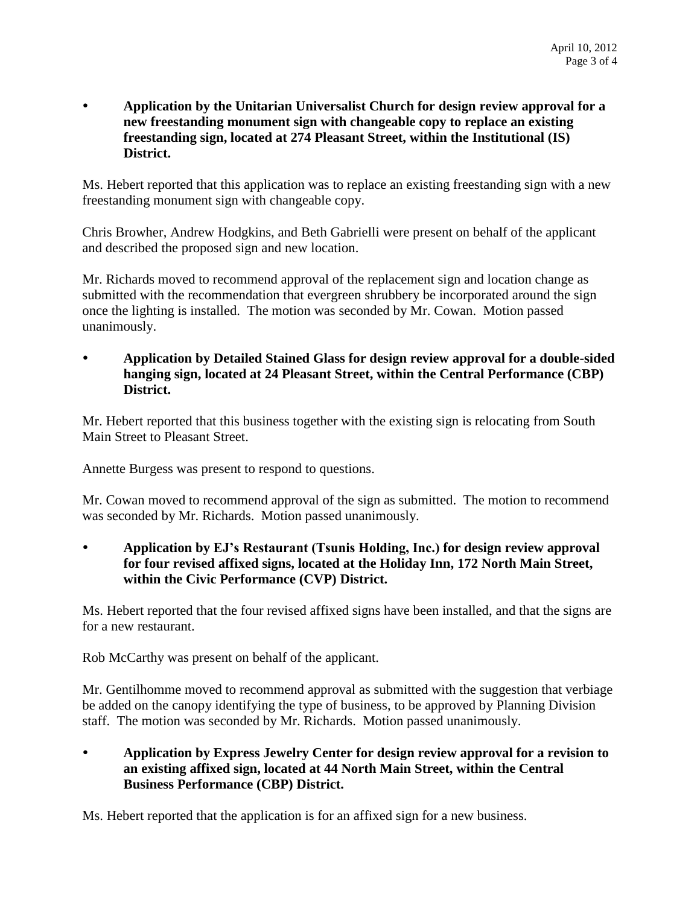- **Application by the Unitarian Universalist Church for design review approval for a new freestanding monument sign with changeable copy to replace an existing freestanding sign, located at 274 Pleasant Street, within the Institutional (IS) District.**

Ms. Hebert reported that this application was to replace an existing freestanding sign with a new freestanding monument sign with changeable copy.

Chris Browher, Andrew Hodgkins, and Beth Gabrielli were present on behalf of the applicant and described the proposed sign and new location.

Mr. Richards moved to recommend approval of the replacement sign and location change as submitted with the recommendation that evergreen shrubbery be incorporated around the sign once the lighting is installed. The motion was seconded by Mr. Cowan. Motion passed unanimously.

- **Application by Detailed Stained Glass for design review approval for a double-sided hanging sign, located at 24 Pleasant Street, within the Central Performance (CBP) District.**

Mr. Hebert reported that this business together with the existing sign is relocating from South Main Street to Pleasant Street.

Annette Burgess was present to respond to questions.

Mr. Cowan moved to recommend approval of the sign as submitted. The motion to recommend was seconded by Mr. Richards. Motion passed unanimously.

- **Application by EJ's Restaurant (Tsunis Holding, Inc.) for design review approval for four revised affixed signs, located at the Holiday Inn, 172 North Main Street, within the Civic Performance (CVP) District.**

Ms. Hebert reported that the four revised affixed signs have been installed, and that the signs are for a new restaurant.

Rob McCarthy was present on behalf of the applicant.

Mr. Gentilhomme moved to recommend approval as submitted with the suggestion that verbiage be added on the canopy identifying the type of business, to be approved by Planning Division staff. The motion was seconded by Mr. Richards. Motion passed unanimously.

- **Application by Express Jewelry Center for design review approval for a revision to an existing affixed sign, located at 44 North Main Street, within the Central Business Performance (CBP) District.**

Ms. Hebert reported that the application is for an affixed sign for a new business.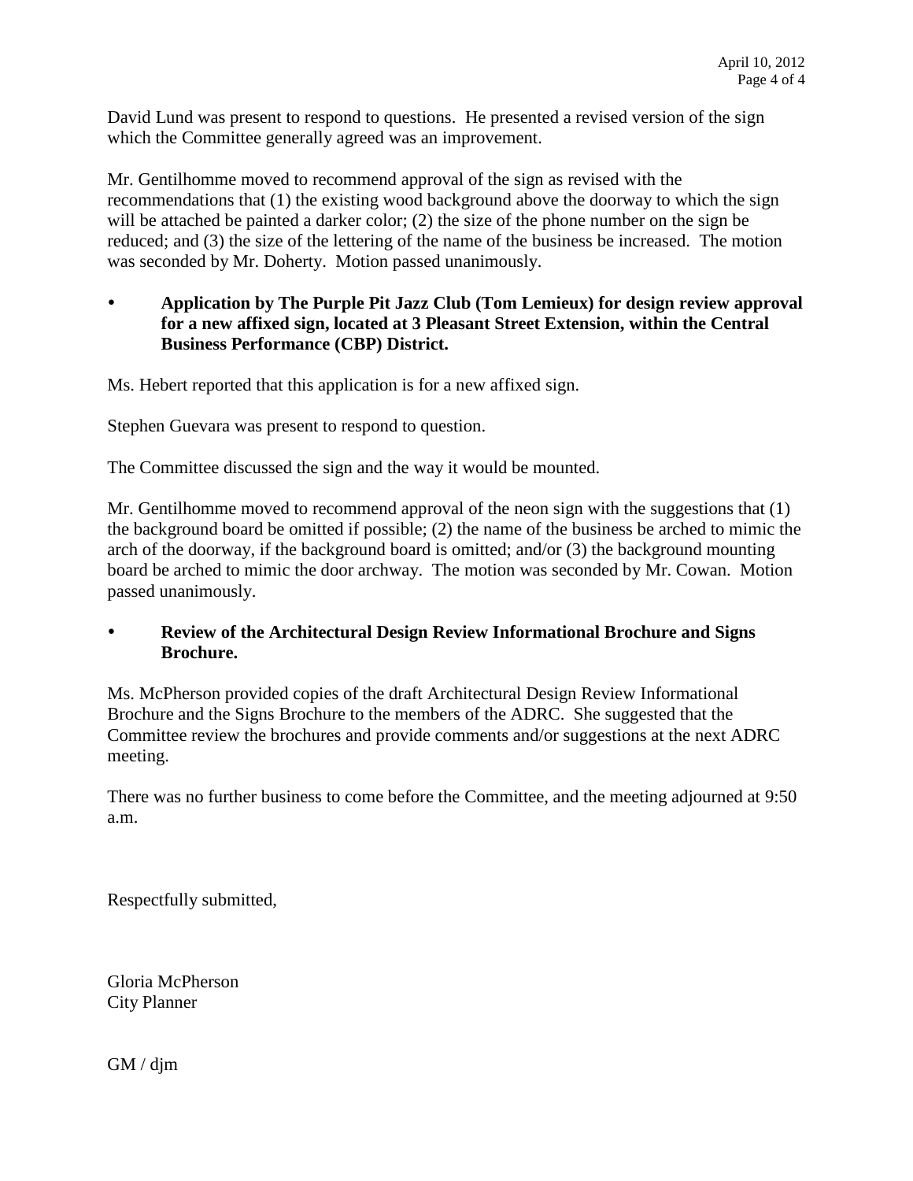David Lund was present to respond to questions. He presented a revised version of the sign which the Committee generally agreed was an improvement.

Mr. Gentilhomme moved to recommend approval of the sign as revised with the recommendations that (1) the existing wood background above the doorway to which the sign will be attached be painted a darker color; (2) the size of the phone number on the sign be reduced; and (3) the size of the lettering of the name of the business be increased. The motion was seconded by Mr. Doherty. Motion passed unanimously.

- **Application by The Purple Pit Jazz Club (Tom Lemieux) for design review approval for a new affixed sign, located at 3 Pleasant Street Extension, within the Central Business Performance (CBP) District.**

Ms. Hebert reported that this application is for a new affixed sign.

Stephen Guevara was present to respond to question.

The Committee discussed the sign and the way it would be mounted.

Mr. Gentilhomme moved to recommend approval of the neon sign with the suggestions that (1) the background board be omitted if possible; (2) the name of the business be arched to mimic the arch of the doorway, if the background board is omitted; and/or (3) the background mounting board be arched to mimic the door archway. The motion was seconded by Mr. Cowan. Motion passed unanimously.

- **Review of the Architectural Design Review Informational Brochure and Signs Brochure.**

Ms. McPherson provided copies of the draft Architectural Design Review Informational Brochure and the Signs Brochure to the members of the ADRC. She suggested that the Committee review the brochures and provide comments and/or suggestions at the next ADRC meeting.

There was no further business to come before the Committee, and the meeting adjourned at 9:50 a.m.

Respectfully submitted,

Gloria McPherson
City Planner

GM / djm